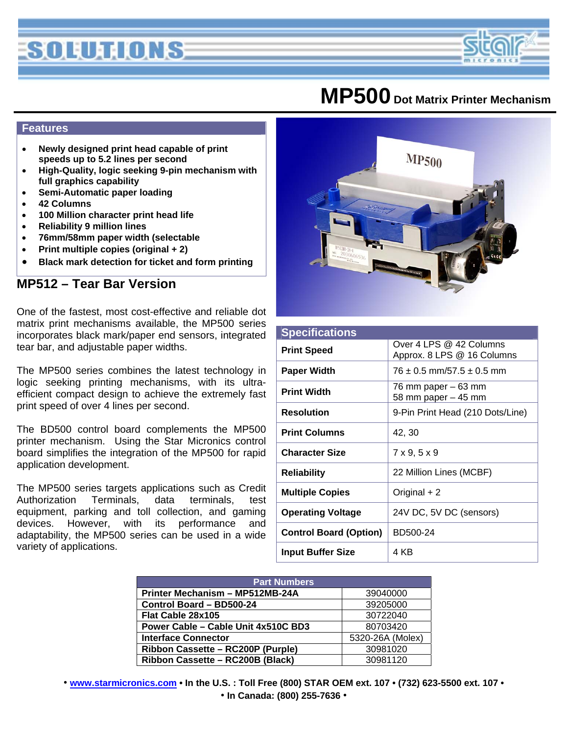# MP500 Dot Matrix Printer Mechanism

## Features

- Newly designed print head capable of print speeds up to 5.2 lines per second
- High-Quality, logic seeking 9-pin mechanism with full graphics capability
- Semi-Automatic paper loading
- 42 Columns
- 100 Million character print head life
- Reliability 9 million lines
- 76mm/58mm paper width (selectable
- Print multiple copies (original + 2)
- Black mark detection for ticket and form printing

## MP512 – Tear Bar Version

One of the fastest, most cost-effective and reliable dot matrix print mechanisms available, the MP500 series incorporates black mark/paper end sensors, integrated tear bar, and adjustable paper widths.

The MP500 series combines the latest technology in logic seeking printing mechanisms, with its ultra-efficient compact design to achieve the extremely fast print speed of over 4 lines per second.

The BD500 control board complements the MP500 printer mechanism. Using the Star Micronics control board simplifies the integration of the MP500 for rapid application development.

The MP500 series targets applications such as Credit Authorization Terminals, data terminals, test equipment, parking and toll collection, and gaming devices. However, with its performance and adaptability, the MP500 series can be used in a wide variety of applications.

## Specifications

| Specifications | |
|---|---|
| **Print Speed** | Over 4 LPS @ 42 Columns<br>Approx. 8 LPS @ 16 Columns |
| **Paper Width** | 76 ± 0.5 mm/57.5 ± 0.5 mm |
| **Print Width** | 76 mm paper – 63 mm<br>58 mm paper – 45 mm |
| **Resolution** | 9-Pin Print Head (210 Dots/Line) |
| **Print Columns** | 42, 30 |
| **Character Size** | 7 x 9, 5 x 9 |
| **Reliability** | 22 Million Lines (MCBF) |
| **Multiple Copies** | Original + 2 |
| **Operating Voltage** | 24V DC, 5V DC (sensors) |
| **Control Board (Option)** | BD500-24 |
| **Input Buffer Size** | 4 KB |

| Part Numbers | |
|---|---|
| **Printer Mechanism – MP512MB-24A** | 39040000 |
| **Control Board – BD500-24** | 39205000 |
| **Flat Cable 28x105** | 30722040 |
| **Power Cable – Cable Unit 4x510C BD3** | 80703420 |
| **Interface Connector** | 5320-26A (Molex) |
| **Ribbon Cassette – RC200P (Purple)** | 30981020 |
| **Ribbon Cassette – RC200B (Black)** | 30981120 |

**• [www.starmicronics.com](http://www.starmicronics.com) • In the U.S. : Toll Free (800) STAR OEM ext. 107 • (732) 623-5500 ext. 107 •**
**• In Canada: (800) 255-7636 •**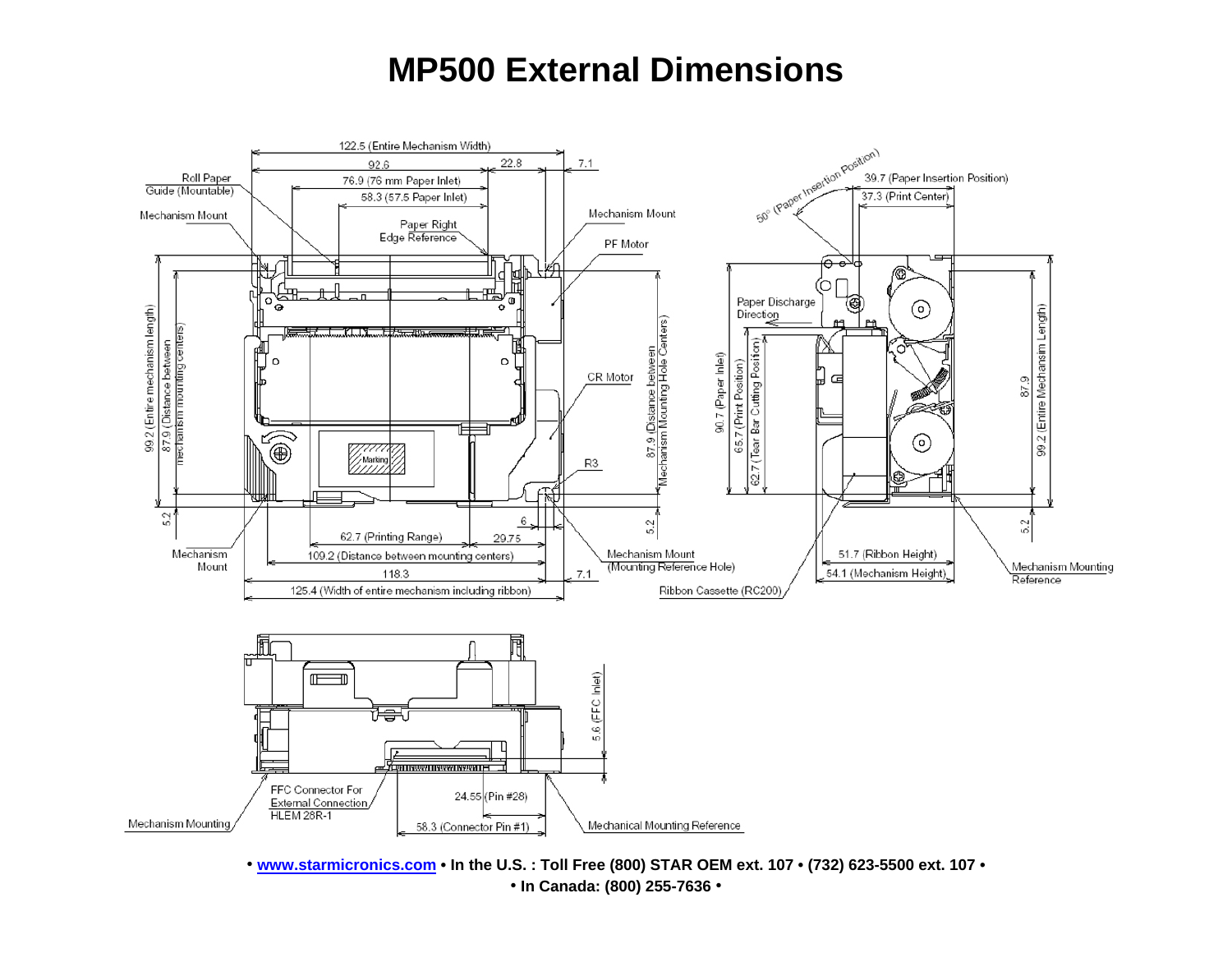# MP500 External Dimensions

122.5 (Entire Mechanism Width)
92.6
22.8
7.1
Roll Paper Guide (Mountable)
76.9 (76 mm Paper Inlet)
58.3 (57.5 Paper Inlet)
Mechanism Mount
Paper Right Edge Reference
Mechanism Mount
PF Motor
99.2 (Entire mechanism length)
87.9 (Distance between mechanism mounting centers)
CR Motor
87.9 (Distance between Mechanism Mounting Hole Centers)
Marking
R3
5.2
6
5.2
62.7 (Printing Range)
29.75
Mechanism Mount
109.2 (Distance between mounting centers)
Mechanism Mount (Mounting Reference Hole)
118.3
7.1
125.4 (Width of entire mechanism including ribbon)

50° (Paper Insertion Position)
39.7 (Paper Insertion Position)
37.3 (Print Center)
Paper Discharge Direction
90.7 (Paper Inlet)
65.7 (Print Position)
62.7 (Tear Bar Cutting Position)
87.9
99.2 (Entire Mechanism Length)
5.2
51.7 (Ribbon Height)
54.1 (Mechanism Height)
Ribbon Cassette (RC200)
Mechanism Mounting Reference

5.6 (FFC Inlet)
FFC Connector For External Connection HLEM 28R-1
24.55 (Pin #28)
Mechanism Mounting
58.3 (Connector Pin #1)
Mechanical Mounting Reference

• www.starmicronics.com • In the U.S. : Toll Free (800) STAR OEM ext. 107 • (732) 623-5500 ext. 107 •
• In Canada: (800) 255-7636 •